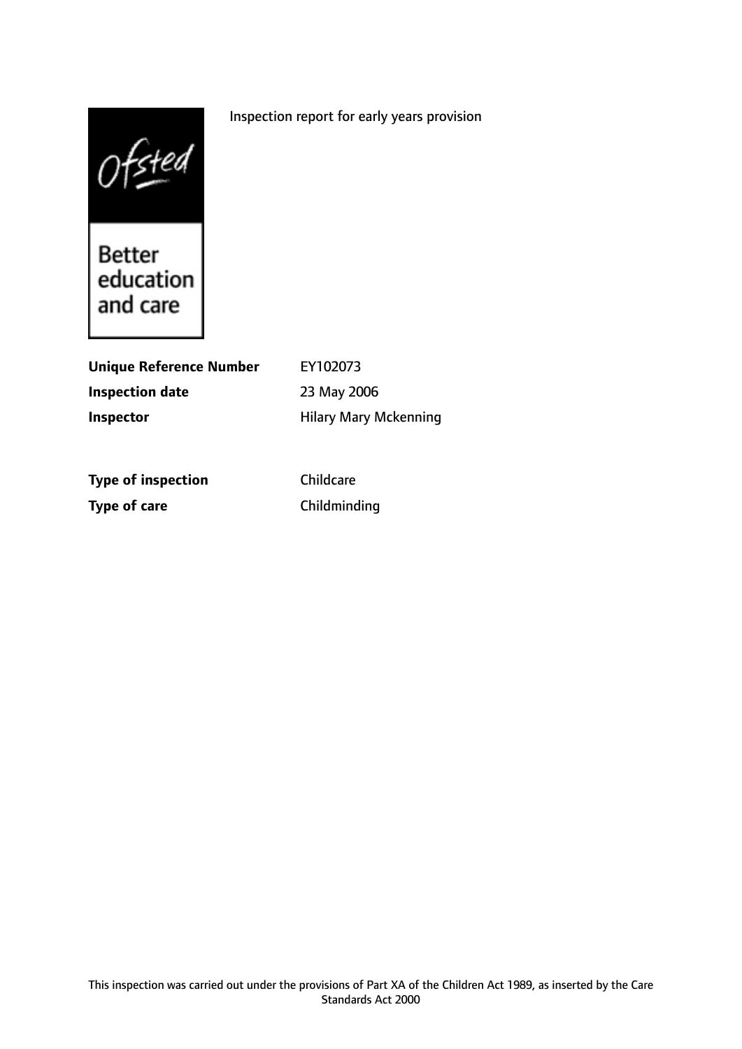Inspection report for early years provision

Better education and care

| | |
|---|---|
| **Unique Reference Number** | EY102073 |
| **Inspection date** | 23 May 2006 |
| **Inspector** | Hilary Mary Mckenning |
| | |
| **Type of inspection** | Childcare |
| **Type of care** | Childminding |

This inspection was carried out under the provisions of Part XA of the Children Act 1989, as inserted by the Care Standards Act 2000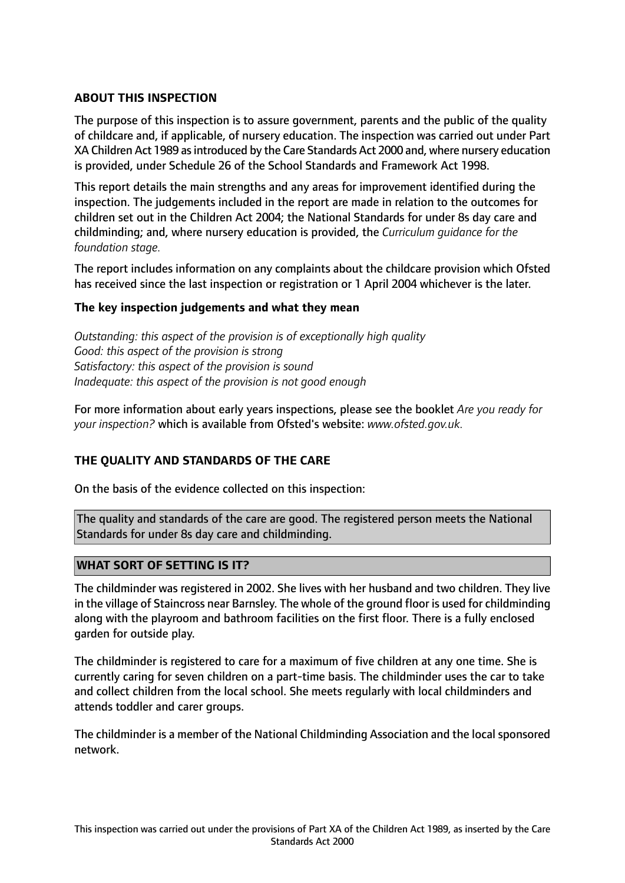## ABOUT THIS INSPECTION

The purpose of this inspection is to assure government, parents and the public of the quality of childcare and, if applicable, of nursery education. The inspection was carried out under Part XA Children Act 1989 as introduced by the Care Standards Act 2000 and, where nursery education is provided, under Schedule 26 of the School Standards and Framework Act 1998.

This report details the main strengths and any areas for improvement identified during the inspection. The judgements included in the report are made in relation to the outcomes for children set out in the Children Act 2004; the National Standards for under 8s day care and childminding; and, where nursery education is provided, the *Curriculum guidance for the foundation stage.*

The report includes information on any complaints about the childcare provision which Ofsted has received since the last inspection or registration or 1 April 2004 whichever is the later.

### The key inspection judgements and what they mean

*Outstanding: this aspect of the provision is of exceptionally high quality*
*Good: this aspect of the provision is strong*
*Satisfactory: this aspect of the provision is sound*
*Inadequate: this aspect of the provision is not good enough*

For more information about early years inspections, please see the booklet *Are you ready for your inspection?* which is available from Ofsted's website: *www.ofsted.gov.uk.*

## THE QUALITY AND STANDARDS OF THE CARE

On the basis of the evidence collected on this inspection:

The quality and standards of the care are good. The registered person meets the National Standards for under 8s day care and childminding.

## WHAT SORT OF SETTING IS IT?

The childminder was registered in 2002. She lives with her husband and two children. They live in the village of Staincross near Barnsley. The whole of the ground floor is used for childminding along with the playroom and bathroom facilities on the first floor. There is a fully enclosed garden for outside play.

The childminder is registered to care for a maximum of five children at any one time. She is currently caring for seven children on a part-time basis. The childminder uses the car to take and collect children from the local school. She meets regularly with local childminders and attends toddler and carer groups.

The childminder is a member of the National Childminding Association and the local sponsored network.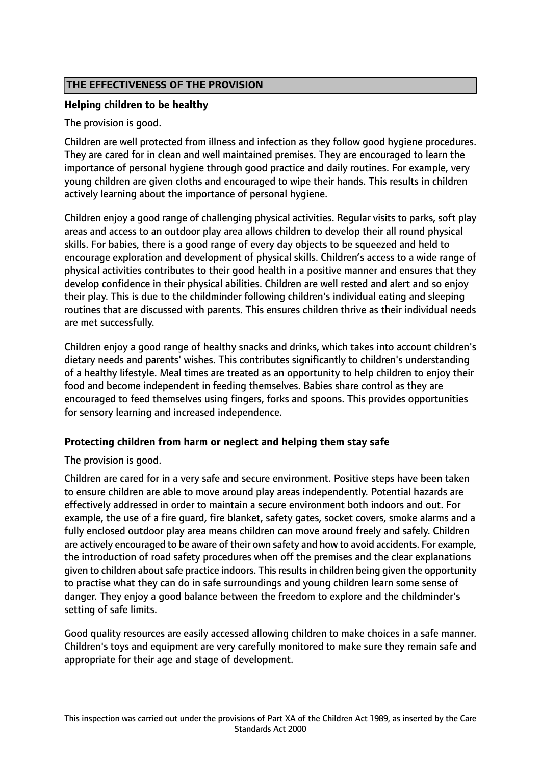## THE EFFECTIVENESS OF THE PROVISION

**Helping children to be healthy**

The provision is good.

Children are well protected from illness and infection as they follow good hygiene procedures. They are cared for in clean and well maintained premises. They are encouraged to learn the importance of personal hygiene through good practice and daily routines. For example, very young children are given cloths and encouraged to wipe their hands. This results in children actively learning about the importance of personal hygiene.

Children enjoy a good range of challenging physical activities. Regular visits to parks, soft play areas and access to an outdoor play area allows children to develop their all round physical skills. For babies, there is a good range of every day objects to be squeezed and held to encourage exploration and development of physical skills. Children's access to a wide range of physical activities contributes to their good health in a positive manner and ensures that they develop confidence in their physical abilities. Children are well rested and alert and so enjoy their play. This is due to the childminder following children's individual eating and sleeping routines that are discussed with parents. This ensures children thrive as their individual needs are met successfully.

Children enjoy a good range of healthy snacks and drinks, which takes into account children's dietary needs and parents' wishes. This contributes significantly to children's understanding of a healthy lifestyle. Meal times are treated as an opportunity to help children to enjoy their food and become independent in feeding themselves. Babies share control as they are encouraged to feed themselves using fingers, forks and spoons. This provides opportunities for sensory learning and increased independence.

**Protecting children from harm or neglect and helping them stay safe**

The provision is good.

Children are cared for in a very safe and secure environment. Positive steps have been taken to ensure children are able to move around play areas independently. Potential hazards are effectively addressed in order to maintain a secure environment both indoors and out. For example, the use of a fire guard, fire blanket, safety gates, socket covers, smoke alarms and a fully enclosed outdoor play area means children can move around freely and safely. Children are actively encouraged to be aware of their own safety and how to avoid accidents. For example, the introduction of road safety procedures when off the premises and the clear explanations given to children about safe practice indoors. This results in children being given the opportunity to practise what they can do in safe surroundings and young children learn some sense of danger. They enjoy a good balance between the freedom to explore and the childminder's setting of safe limits.

Good quality resources are easily accessed allowing children to make choices in a safe manner. Children's toys and equipment are very carefully monitored to make sure they remain safe and appropriate for their age and stage of development.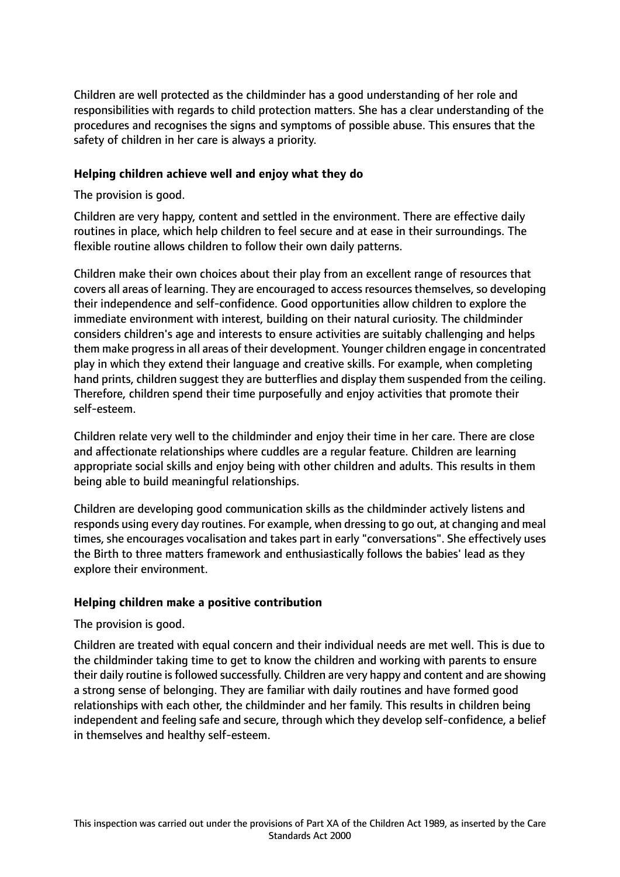Children are well protected as the childminder has a good understanding of her role and responsibilities with regards to child protection matters. She has a clear understanding of the procedures and recognises the signs and symptoms of possible abuse. This ensures that the safety of children in her care is always a priority.

**Helping children achieve well and enjoy what they do**

The provision is good.

Children are very happy, content and settled in the environment. There are effective daily routines in place, which help children to feel secure and at ease in their surroundings. The flexible routine allows children to follow their own daily patterns.

Children make their own choices about their play from an excellent range of resources that covers all areas of learning. They are encouraged to access resources themselves, so developing their independence and self-confidence. Good opportunities allow children to explore the immediate environment with interest, building on their natural curiosity. The childminder considers children's age and interests to ensure activities are suitably challenging and helps them make progress in all areas of their development. Younger children engage in concentrated play in which they extend their language and creative skills. For example, when completing hand prints, children suggest they are butterflies and display them suspended from the ceiling. Therefore, children spend their time purposefully and enjoy activities that promote their self-esteem.

Children relate very well to the childminder and enjoy their time in her care. There are close and affectionate relationships where cuddles are a regular feature. Children are learning appropriate social skills and enjoy being with other children and adults. This results in them being able to build meaningful relationships.

Children are developing good communication skills as the childminder actively listens and responds using every day routines. For example, when dressing to go out, at changing and meal times, she encourages vocalisation and takes part in early "conversations". She effectively uses the Birth to three matters framework and enthusiastically follows the babies' lead as they explore their environment.

**Helping children make a positive contribution**

The provision is good.

Children are treated with equal concern and their individual needs are met well. This is due to the childminder taking time to get to know the children and working with parents to ensure their daily routine is followed successfully. Children are very happy and content and are showing a strong sense of belonging. They are familiar with daily routines and have formed good relationships with each other, the childminder and her family. This results in children being independent and feeling safe and secure, through which they develop self-confidence, a belief in themselves and healthy self-esteem.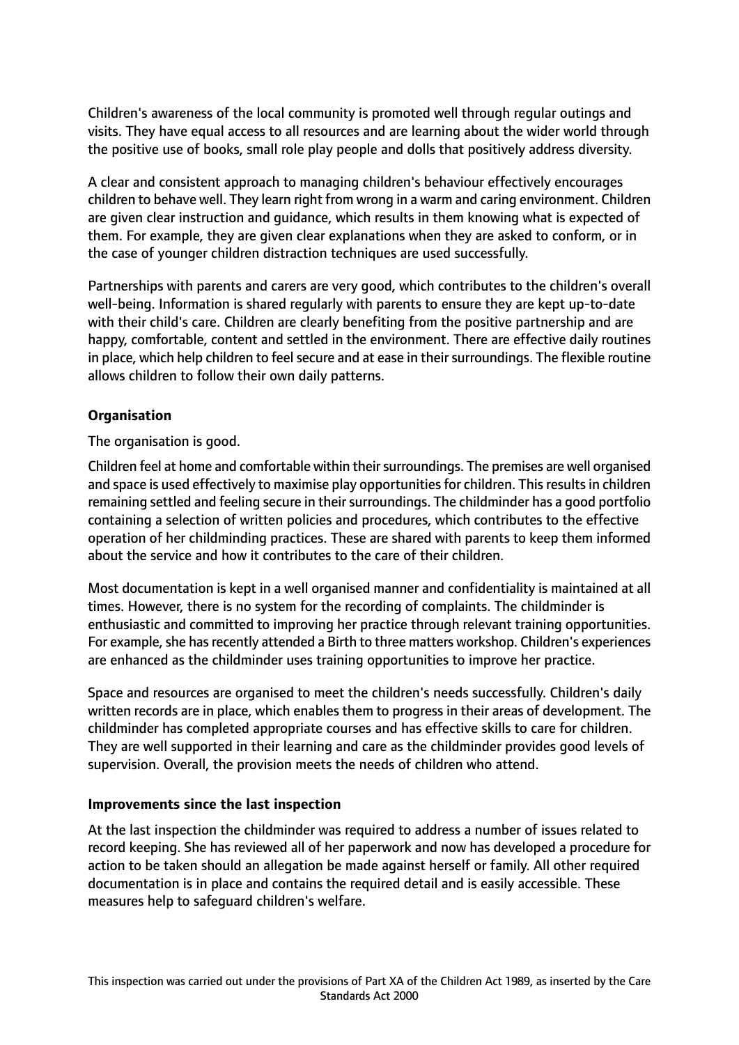Children's awareness of the local community is promoted well through regular outings and visits. They have equal access to all resources and are learning about the wider world through the positive use of books, small role play people and dolls that positively address diversity.

A clear and consistent approach to managing children's behaviour effectively encourages children to behave well. They learn right from wrong in a warm and caring environment. Children are given clear instruction and guidance, which results in them knowing what is expected of them. For example, they are given clear explanations when they are asked to conform, or in the case of younger children distraction techniques are used successfully.

Partnerships with parents and carers are very good, which contributes to the children's overall well-being. Information is shared regularly with parents to ensure they are kept up-to-date with their child's care. Children are clearly benefiting from the positive partnership and are happy, comfortable, content and settled in the environment. There are effective daily routines in place, which help children to feel secure and at ease in their surroundings. The flexible routine allows children to follow their own daily patterns.

**Organisation**

The organisation is good.

Children feel at home and comfortable within their surroundings. The premises are well organised and space is used effectively to maximise play opportunities for children. This results in children remaining settled and feeling secure in their surroundings. The childminder has a good portfolio containing a selection of written policies and procedures, which contributes to the effective operation of her childminding practices. These are shared with parents to keep them informed about the service and how it contributes to the care of their children.

Most documentation is kept in a well organised manner and confidentiality is maintained at all times. However, there is no system for the recording of complaints. The childminder is enthusiastic and committed to improving her practice through relevant training opportunities. For example, she has recently attended a Birth to three matters workshop. Children's experiences are enhanced as the childminder uses training opportunities to improve her practice.

Space and resources are organised to meet the children's needs successfully. Children's daily written records are in place, which enables them to progress in their areas of development. The childminder has completed appropriate courses and has effective skills to care for children. They are well supported in their learning and care as the childminder provides good levels of supervision. Overall, the provision meets the needs of children who attend.

**Improvements since the last inspection**

At the last inspection the childminder was required to address a number of issues related to record keeping. She has reviewed all of her paperwork and now has developed a procedure for action to be taken should an allegation be made against herself or family. All other required documentation is in place and contains the required detail and is easily accessible. These measures help to safeguard children's welfare.

This inspection was carried out under the provisions of Part XA of the Children Act 1989, as inserted by the Care Standards Act 2000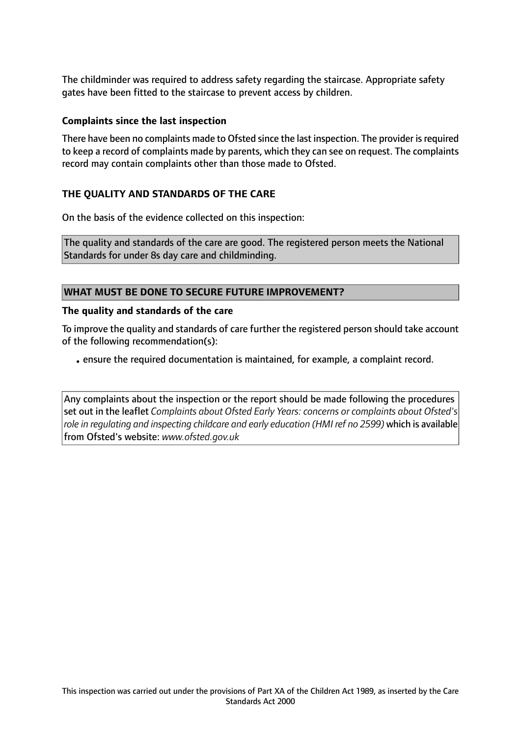The childminder was required to address safety regarding the staircase. Appropriate safety gates have been fitted to the staircase to prevent access by children.

**Complaints since the last inspection**

There have been no complaints made to Ofsted since the last inspection. The provider is required to keep a record of complaints made by parents, which they can see on request. The complaints record may contain complaints other than those made to Ofsted.

## THE QUALITY AND STANDARDS OF THE CARE

On the basis of the evidence collected on this inspection:

The quality and standards of the care are good. The registered person meets the National Standards for under 8s day care and childminding.

## WHAT MUST BE DONE TO SECURE FUTURE IMPROVEMENT?

**The quality and standards of the care**

To improve the quality and standards of care further the registered person should take account of the following recommendation(s):

- ensure the required documentation is maintained, for example, a complaint record.

Any complaints about the inspection or the report should be made following the procedures set out in the leaflet *Complaints about Ofsted Early Years: concerns or complaints about Ofsted's role in regulating and inspecting childcare and early education (HMI ref no 2599)* which is available from Ofsted's website: *www.ofsted.gov.uk*

This inspection was carried out under the provisions of Part XA of the Children Act 1989, as inserted by the Care Standards Act 2000